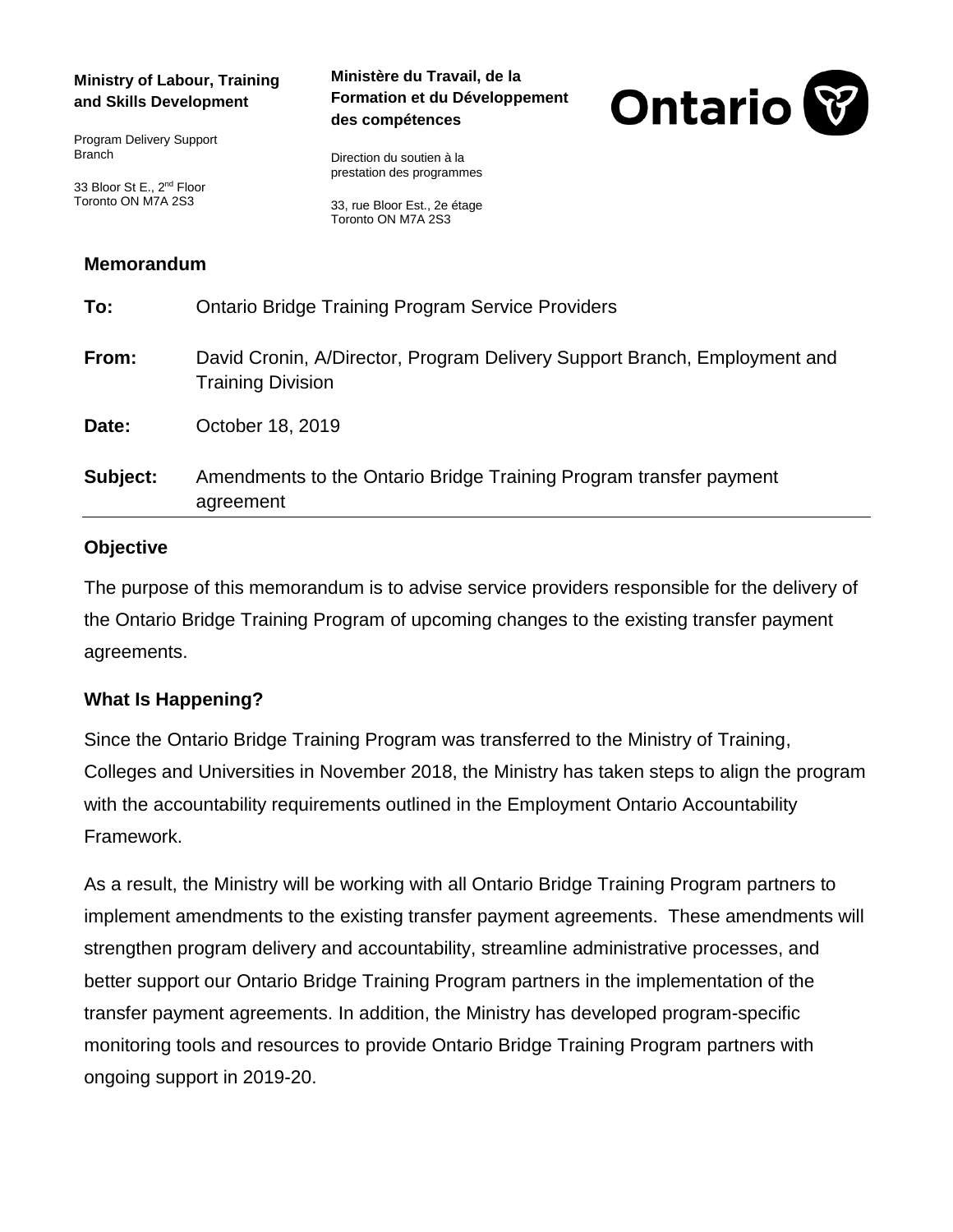**Ministry of Labour, Training and Skills Development**

Program Delivery Support Branch

33 Bloor St E., 2nd Floor
Toronto ON M7A 2S3

**Ministère du Travail, de la Formation et du Développement des compétences**

Direction du soutien à la prestation des programmes

33, rue Bloor Est., 2e étage
Toronto ON M7A 2S3

Ontario

## Memorandum

**To:** Ontario Bridge Training Program Service Providers

**From:** David Cronin, A/Director, Program Delivery Support Branch, Employment and Training Division

**Date:** October 18, 2019

**Subject:** Amendments to the Ontario Bridge Training Program transfer payment agreement

### Objective

The purpose of this memorandum is to advise service providers responsible for the delivery of the Ontario Bridge Training Program of upcoming changes to the existing transfer payment agreements.

### What Is Happening?

Since the Ontario Bridge Training Program was transferred to the Ministry of Training, Colleges and Universities in November 2018, the Ministry has taken steps to align the program with the accountability requirements outlined in the Employment Ontario Accountability Framework.

As a result, the Ministry will be working with all Ontario Bridge Training Program partners to implement amendments to the existing transfer payment agreements. These amendments will strengthen program delivery and accountability, streamline administrative processes, and better support our Ontario Bridge Training Program partners in the implementation of the transfer payment agreements. In addition, the Ministry has developed program-specific monitoring tools and resources to provide Ontario Bridge Training Program partners with ongoing support in 2019-20.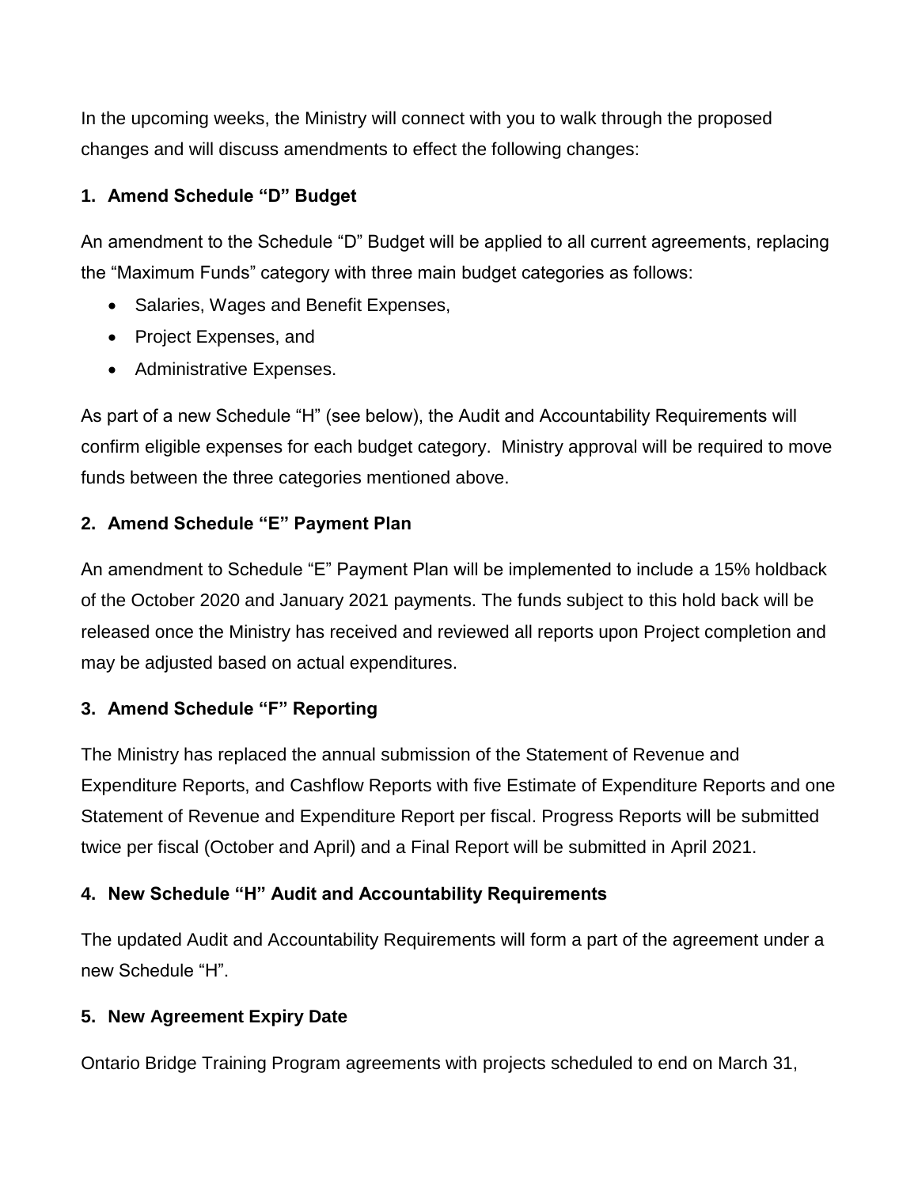In the upcoming weeks, the Ministry will connect with you to walk through the proposed changes and will discuss amendments to effect the following changes:

**1. Amend Schedule "D" Budget**

An amendment to the Schedule "D" Budget will be applied to all current agreements, replacing the "Maximum Funds" category with three main budget categories as follows:

- Salaries, Wages and Benefit Expenses,
- Project Expenses, and
- Administrative Expenses.

As part of a new Schedule "H" (see below), the Audit and Accountability Requirements will confirm eligible expenses for each budget category. Ministry approval will be required to move funds between the three categories mentioned above.

**2. Amend Schedule "E" Payment Plan**

An amendment to Schedule "E" Payment Plan will be implemented to include a 15% holdback of the October 2020 and January 2021 payments. The funds subject to this hold back will be released once the Ministry has received and reviewed all reports upon Project completion and may be adjusted based on actual expenditures.

**3. Amend Schedule "F" Reporting**

The Ministry has replaced the annual submission of the Statement of Revenue and Expenditure Reports, and Cashflow Reports with five Estimate of Expenditure Reports and one Statement of Revenue and Expenditure Report per fiscal. Progress Reports will be submitted twice per fiscal (October and April) and a Final Report will be submitted in April 2021.

**4. New Schedule "H" Audit and Accountability Requirements**

The updated Audit and Accountability Requirements will form a part of the agreement under a new Schedule "H".

**5. New Agreement Expiry Date**

Ontario Bridge Training Program agreements with projects scheduled to end on March 31,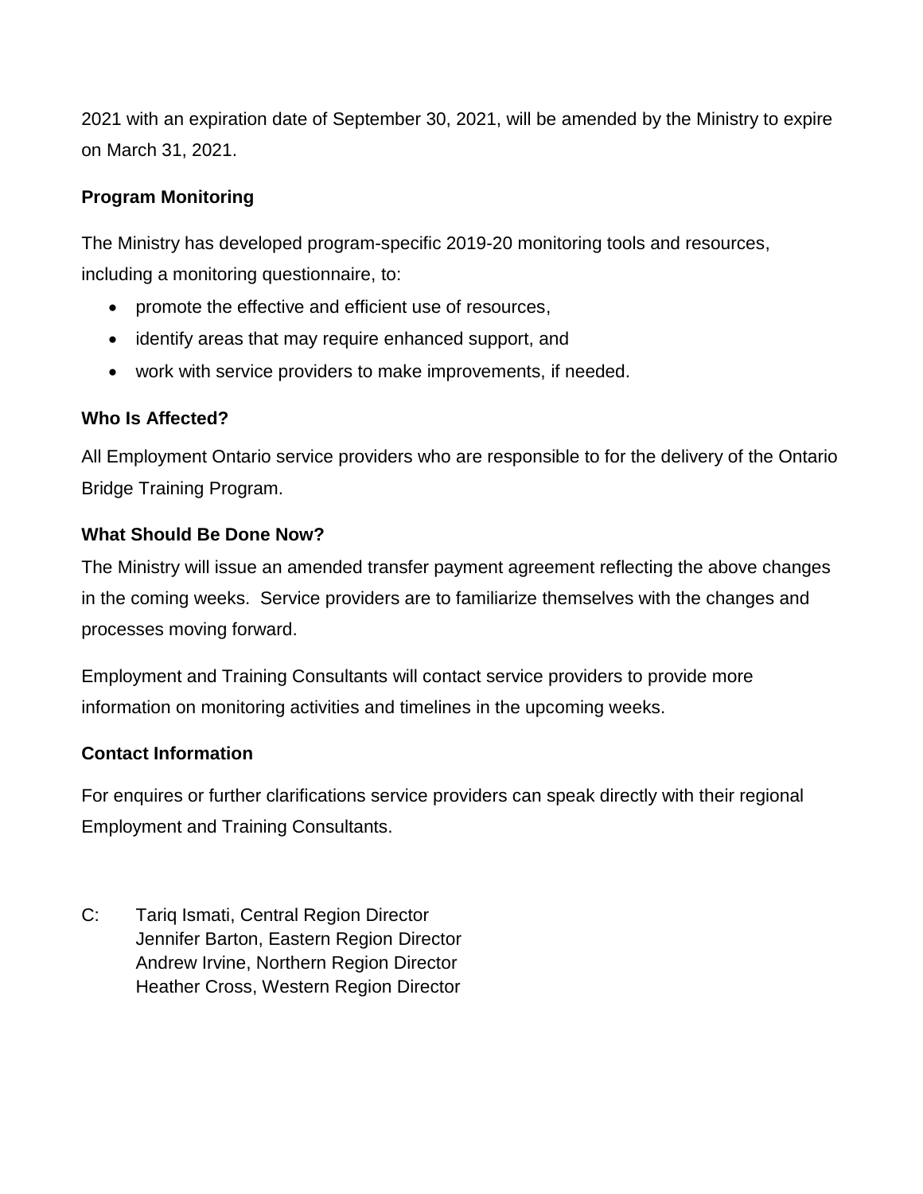2021 with an expiration date of September 30, 2021, will be amended by the Ministry to expire on March 31, 2021.

**Program Monitoring**

The Ministry has developed program-specific 2019-20 monitoring tools and resources, including a monitoring questionnaire, to:

- promote the effective and efficient use of resources,
- identify areas that may require enhanced support, and
- work with service providers to make improvements, if needed.

**Who Is Affected?**

All Employment Ontario service providers who are responsible to for the delivery of the Ontario Bridge Training Program.

**What Should Be Done Now?**

The Ministry will issue an amended transfer payment agreement reflecting the above changes in the coming weeks. Service providers are to familiarize themselves with the changes and processes moving forward.

Employment and Training Consultants will contact service providers to provide more information on monitoring activities and timelines in the upcoming weeks.

**Contact Information**

For enquires or further clarifications service providers can speak directly with their regional Employment and Training Consultants.

C: Tariq Ismati, Central Region Director
Jennifer Barton, Eastern Region Director
Andrew Irvine, Northern Region Director
Heather Cross, Western Region Director